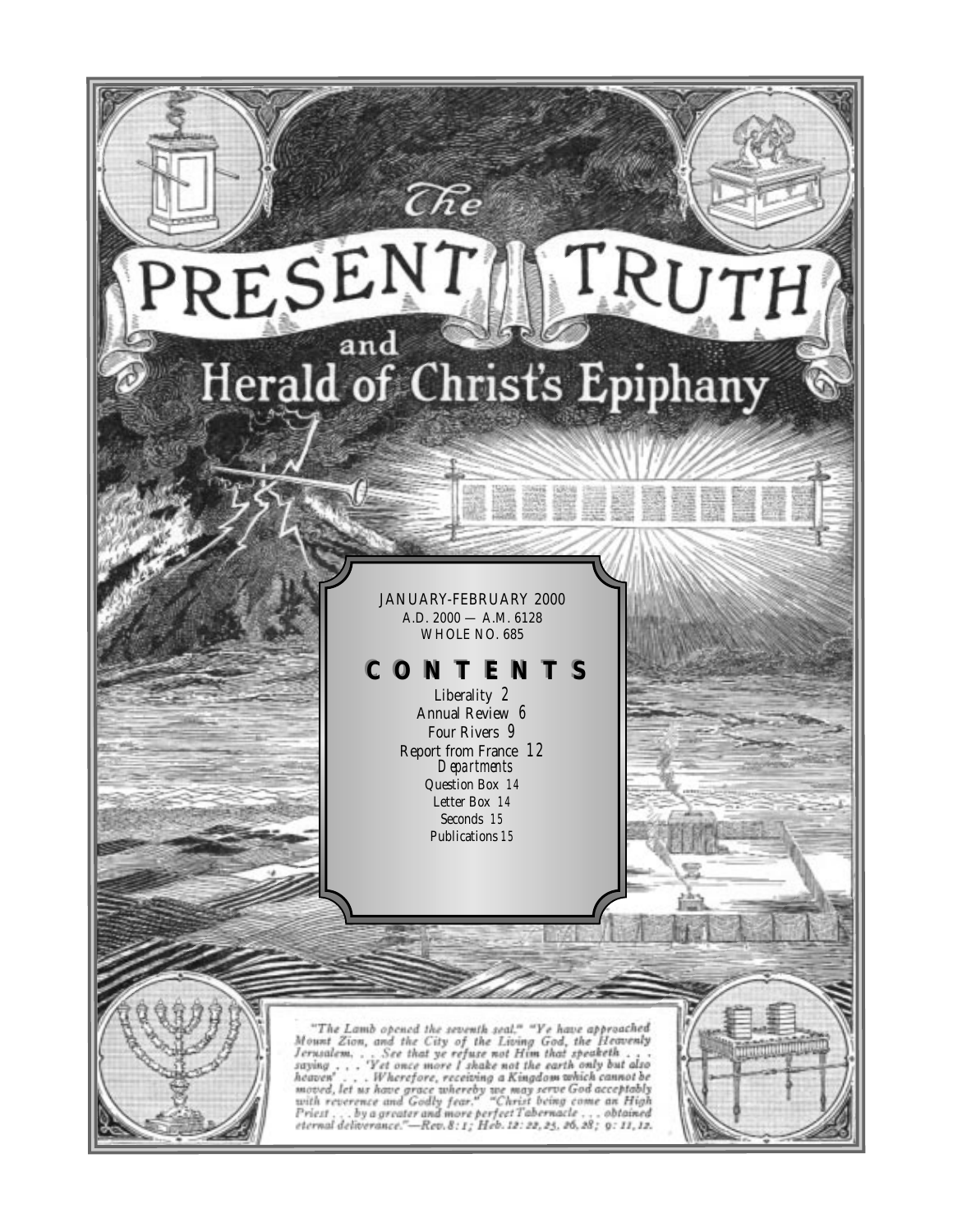# The PRESENT TRUTH and Herald of Christ's Epiphany

JANUARY-FEBRUARY 2000
A.D. 2000 — A.M. 6128
WHOLE NO. 685

## CONTENTS

Liberality 2
Annual Review 6
Four Rivers 9
Report from France 12

*Departments*

Question Box 14
Letter Box 14
Seconds 15
Publications 15

"The Lamb opened the seventh seal." "Ye have approached Mount Zion, and the City of the Living God, the Heavenly Jerusalem. . . See that ye refuse not Him that speaketh . . . saying . . . 'Yet once more I shake not the earth only but also heaven' . . . Wherefore, receiving a Kingdom which cannot be moved, let us have grace whereby we may serve God acceptably with reverence and Godly fear." "Christ being come an High Priest . . . by a greater and more perfect Tabernacle . . . obtained eternal deliverance."—Rev. 8: 1; Heb. 12: 22, 25, 26, 28; 9: 11, 12.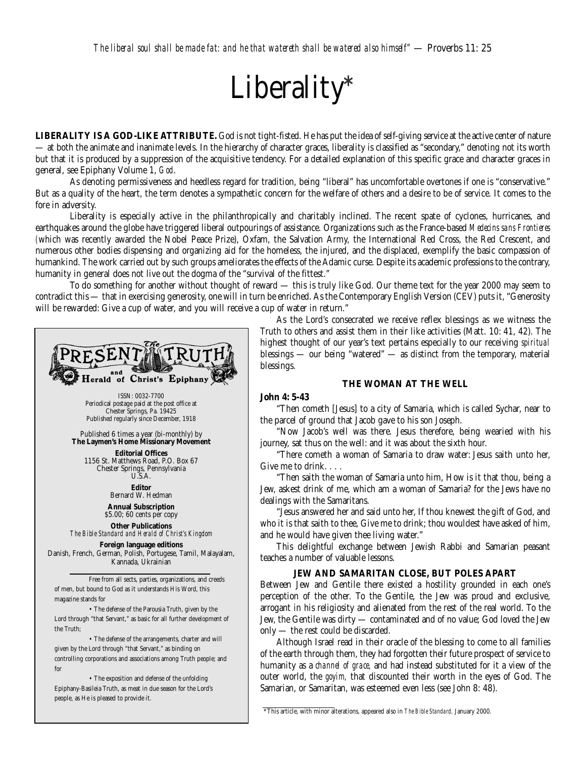*The liberal soul shall be made fat: and he that watereth shall be watered also himself"* — Proverbs 11: 25

# Liberality*

**LIBERALITY IS A GOD-LIKE ATTRIBUTE.** God is not tight-fisted. He has put the idea of self-giving service at the active center of nature — at both the animate and inanimate levels. In the hierarchy of character graces, liberality is classified as "secondary," denoting not its worth but that it is produced by a suppression of the acquisitive tendency. For a detailed explanation of this specific grace and character graces in general, see Epiphany Volume 1, *God*.

As denoting permissiveness and heedless regard for tradition, being "liberal" has uncomfortable overtones if one is "conservative." But as a quality of the heart, the term denotes a sympathetic concern for the welfare of others and a desire to be of service. It comes to the fore in adversity.

Liberality is especially active in the philanthropically and charitably inclined. The recent spate of cyclones, hurricanes, and earthquakes around the globe have triggered liberal outpourings of assistance. Organizations such as the France-based *Medecins sans Frontieres* (which was recently awarded the Nobel Peace Prize), Oxfam, the Salvation Army, the International Red Cross, the Red Crescent, and numerous other bodies dispensing and organizing aid for the homeless, the injured, and the displaced, exemplify the basic compassion of humankind. The work carried out by such groups ameliorates the effects of the Adamic curse. Despite its academic professions to the contrary, humanity in general does not live out the dogma of the "survival of the fittest."

To do something for another without thought of reward — this is truly like God. Our theme text for the year 2000 may seem to contradict this — that in exercising generosity, one will in turn be enriched. As the Contemporary English Version (CEV) puts it, "Generosity will be rewarded: Give a cup of water, and you will receive a cup of water in return."

As the Lord's consecrated we receive reflex blessings as we witness the Truth to others and assist them in their like activities (Matt. 10: 41, 42). The highest thought of our year's text pertains especially to our receiving *spiritual* blessings — our being "watered" — as distinct from the temporary, material blessings.

### THE WOMAN AT THE WELL

**John 4: 5-43**

"Then cometh [Jesus] to a city of Samaria, which is called Sychar, near to the parcel of ground that Jacob gave to his son Joseph.

"Now Jacob's well was there. Jesus therefore, being wearied with his journey, sat thus on the well: and it was about the sixth hour.

"There cometh a woman of Samaria to draw water: Jesus saith unto her, Give me to drink. . . .

"Then saith the woman of Samaria unto him, How is it that thou, being a Jew, askest drink of me, which am a woman of Samaria? for the Jews have no dealings with the Samaritans.

"Jesus answered her and said unto her, If thou knewest the gift of God, and who it is that saith to thee, Give me to drink; thou wouldest have asked of him, and he would have given thee living water."

This delightful exchange between Jewish Rabbi and Samarian peasant teaches a number of valuable lessons.

### JEW AND SAMARITAN CLOSE, BUT POLES APART

Between Jew and Gentile there existed a hostility grounded in each one's perception of the other. To the Gentile, the Jew was proud and exclusive, arrogant in his religiosity and alienated from the rest of the real world. To the Jew, the Gentile was dirty — contaminated and of no value; God loved the Jew only — the rest could be discarded.

Although Israel read in their oracle of the blessing to come to all families of the earth through them, they had forgotten their future prospect of service to humanity as a *channel of grace*, and had instead substituted for it a view of the outer world, the *goyim*, that discounted their worth in the eyes of God. The Samarian, or Samaritan, was esteemed even less (see John 8: 48).

---

**The Present Truth and Herald of Christ's Epiphany**

ISSN: 0032-7700
Periodical postage paid at the post office at Chester Springs, Pa. 19425
Published regularly since December, 1918

Published 6 times a year (bi-monthly) by
**The Laymen's Home Missionary Movement**

**Editorial Offices**
1156 St. Matthews Road, P.O. Box 67
Chester Springs, Pennsylvania
U.S.A.

**Editor**
Bernard W. Hedman

**Annual Subscription**
$5.00; 60 cents per copy

**Other Publications**
*The Bible Standard and Herald of Christ's Kingdom*

**Foreign language editions**
Danish, French, German, Polish, Portugese, Tamil, Malayalam, Kannada, Ukrainian

Free from all sects, parties, organizations, and creeds of men, but bound to God as it understands His Word, this magazine stands for

- The defense of the Parousia Truth, given by the Lord through "that Servant," as basic for all further development of the Truth;
- The defense of the arrangements, charter and will given by the Lord through "that Servant," as binding on controlling corporations and associations among Truth people; and for
- The exposition and defense of the unfolding Epiphany-Basileia Truth, as meat in due season for the Lord's people, as He is pleased to provide it.

---

*This article, with minor alterations, appeared also in *The Bible Standard*, January 2000.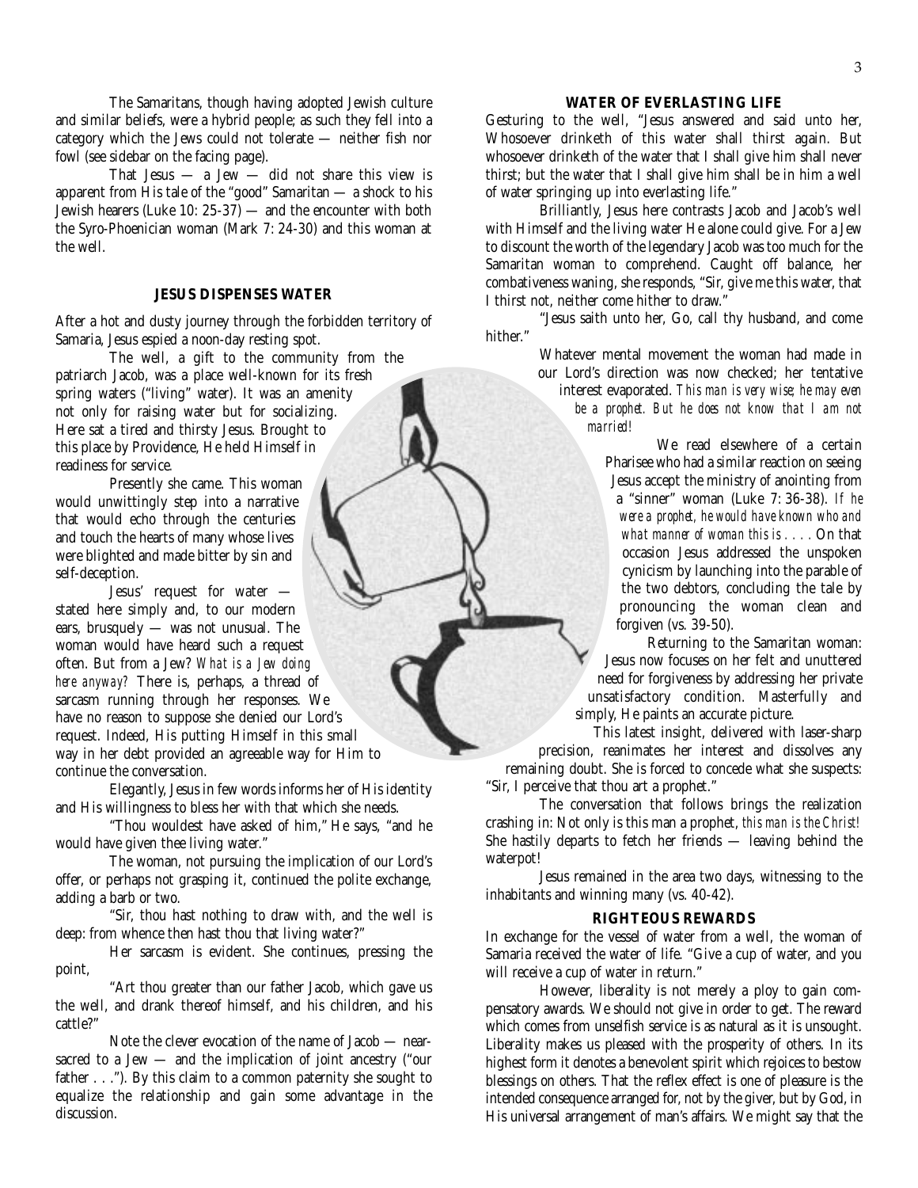The Samaritans, though having adopted Jewish culture and similar beliefs, were a hybrid people; as such they fell into a category which the Jews could not tolerate — neither fish nor fowl (see sidebar on the facing page).

That Jesus — a Jew — did not share this view is apparent from His tale of the "good" Samaritan — a shock to his Jewish hearers (Luke 10: 25-37) — and the encounter with both the Syro-Phoenician woman (Mark 7: 24-30) and this woman at the well.

### JESUS DISPENSES WATER

After a hot and dusty journey through the forbidden territory of Samaria, Jesus espied a noon-day resting spot.

The well, a gift to the community from the patriarch Jacob, was a place well-known for its fresh spring waters ("living" water). It was an amenity not only for raising water but for socializing. Here sat a tired and thirsty Jesus. Brought to this place by Providence, He held Himself in readiness for service.

Presently she came. This woman would unwittingly step into a narrative that would echo through the centuries and touch the hearts of many whose lives were blighted and made bitter by sin and self-deception.

Jesus' request for water — stated here simply and, to our modern ears, brusquely — was not unusual. The woman would have heard such a request often. But from a Jew? *What is a Jew doing here anyway?* There is, perhaps, a thread of sarcasm running through her responses. We have no reason to suppose she denied our Lord's request. Indeed, His putting Himself in this small way in her debt provided an agreeable way for Him to continue the conversation.

Elegantly, Jesus in few words informs her of His identity and His willingness to bless her with that which she needs.

"Thou wouldest have asked of him," He says, "and he would have given thee living water."

The woman, not pursuing the implication of our Lord's offer, or perhaps not grasping it, continued the polite exchange, adding a barb or two.

"Sir, thou hast nothing to draw with, and the well is deep: from whence then hast thou that living water?"

Her sarcasm is evident. She continues, pressing the point,

"Art thou greater than our father Jacob, which gave us the well, and drank thereof himself, and his children, and his cattle?"

Note the clever evocation of the name of Jacob — near-sacred to a Jew — and the implication of joint ancestry ("our father . . ."). By this claim to a common paternity she sought to equalize the relationship and gain some advantage in the discussion.

### WATER OF EVERLASTING LIFE

Gesturing to the well, "Jesus answered and said unto her, Whosoever drinketh of this water shall thirst again. But whosoever drinketh of the water that I shall give him shall never thirst; but the water that I shall give him shall be in him a well of water springing up into everlasting life."

Brilliantly, Jesus here contrasts Jacob and Jacob's well with Himself and the living water He alone could give. For a Jew to discount the worth of the legendary Jacob was too much for the Samaritan woman to comprehend. Caught off balance, her combativeness waning, she responds, "Sir, give me this water, that I thirst not, neither come hither to draw."

"Jesus saith unto her, Go, call thy husband, and come hither."

Whatever mental movement the woman had made in our Lord's direction was now checked; her tentative interest evaporated. *This man is very wise; he may even be a prophet. But he does not know that I am not married!*

We read elsewhere of a certain Pharisee who had a similar reaction on seeing Jesus accept the ministry of anointing from a "sinner" woman (Luke 7: 36-38). *If he were a prophet, he would have known who and what manner of woman this is . . . .* On that occasion Jesus addressed the unspoken cynicism by launching into the parable of the two debtors, concluding the tale by pronouncing the woman clean and forgiven (vs. 39-50).

Returning to the Samaritan woman: Jesus now focuses on her felt and unuttered need for forgiveness by addressing her private unsatisfactory condition. Masterfully and simply, He paints an accurate picture.

This latest insight, delivered with laser-sharp precision, reanimates her interest and dissolves any remaining doubt. She is forced to concede what she suspects: "Sir, I perceive that thou art a prophet."

The conversation that follows brings the realization crashing in: Not only is this man a prophet, *this man is the Christ!* She hastily departs to fetch her friends — leaving behind the waterpot!

Jesus remained in the area two days, witnessing to the inhabitants and winning many (vs. 40-42).

### RIGHTEOUS REWARDS

In exchange for the vessel of water from a well, the woman of Samaria received the water of life. "Give a cup of water, and you will receive a cup of water in return."

However, liberality is not merely a ploy to gain compensatory awards. We should not give in order to get. The reward which comes from unselfish service is as natural as it is unsought. Liberality makes us pleased with the prosperity of others. In its highest form it denotes a benevolent spirit which rejoices to bestow blessings on others. That the reflex effect is one of pleasure is the intended consequence arranged for, not by the giver, but by God, in His universal arrangement of man's affairs. We might say that the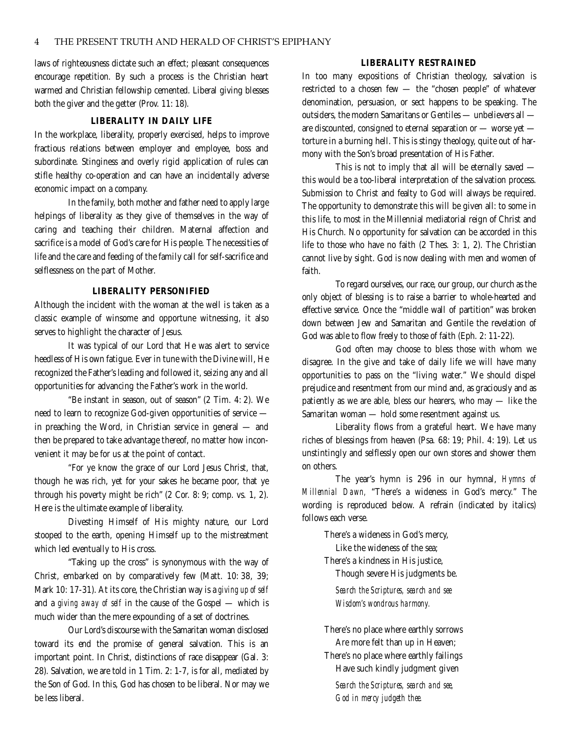laws of righteousness dictate such an effect; pleasant consequences encourage repetition. By such a process is the Christian heart warmed and Christian fellowship cemented. Liberal giving blesses both the giver and the getter (Prov. 11: 18).

### LIBERALITY IN DAILY LIFE

In the workplace, liberality, properly exercised, helps to improve fractious relations between employer and employee, boss and subordinate. Stinginess and overly rigid application of rules can stifle healthy co-operation and can have an incidentally adverse economic impact on a company.

In the family, both mother and father need to apply large helpings of liberality as they give of themselves in the way of caring and teaching their children. Maternal affection and sacrifice is a model of God's care for His people. The necessities of life and the care and feeding of the family call for self-sacrifice and selflessness on the part of Mother.

### LIBERALITY PERSONIFIED

Although the incident with the woman at the well is taken as a classic example of winsome and opportune witnessing, it also serves to highlight the character of Jesus.

It was typical of our Lord that He was alert to service heedless of His own fatigue. Ever in tune with the Divine will, He recognized the Father's leading and followed it, seizing any and all opportunities for advancing the Father's work in the world.

"Be instant in season, out of season" (2 Tim. 4: 2). We need to learn to recognize God-given opportunities of service — in preaching the Word, in Christian service in general — and then be prepared to take advantage thereof, no matter how inconvenient it may be for us at the point of contact.

"For ye know the grace of our Lord Jesus Christ, that, though he was rich, yet for your sakes he became poor, that ye through his poverty might be rich" (2 Cor. 8: 9; comp. vs. 1, 2). Here is the ultimate example of liberality.

Divesting Himself of His mighty nature, our Lord stooped to the earth, opening Himself up to the mistreatment which led eventually to His cross.

"Taking up the cross" is synonymous with the way of Christ, embarked on by comparatively few (Matt. 10: 38, 39; Mark 10: 17-31). At its core, the Christian way is a *giving up of self* and a *giving away of self* in the cause of the Gospel — which is much wider than the mere expounding of a set of doctrines.

Our Lord's discourse with the Samaritan woman disclosed toward its end the promise of general salvation. This is an important point. In Christ, distinctions of race disappear (Gal. 3: 28). Salvation, we are told in 1 Tim. 2: 1-7, is for all, mediated by the Son of God. In this, God has chosen to be liberal. Nor may we be less liberal.

### LIBERALITY RESTRAINED

In too many expositions of Christian theology, salvation is restricted to a chosen few — the "chosen people" of whatever denomination, persuasion, or sect happens to be speaking. The outsiders, the modern Samaritans or Gentiles — unbelievers all — are discounted, consigned to eternal separation or — worse yet — torture in a burning hell. This is stingy theology, quite out of harmony with the Son's broad presentation of His Father.

This is not to imply that all will be eternally saved — this would be a too-liberal interpretation of the salvation process. Submission to Christ and fealty to God will always be required. The opportunity to demonstrate this will be given all: to some in this life, to most in the Millennial mediatorial reign of Christ and His Church. No opportunity for salvation can be accorded in this life to those who have no faith (2 Thes. 3: 1, 2). The Christian cannot live by sight. God is now dealing with men and women of faith.

To regard ourselves, our race, our group, our church as the only object of blessing is to raise a barrier to whole-hearted and effective service. Once the "middle wall of partition" was broken down between Jew and Samaritan and Gentile the revelation of God was able to flow freely to those of faith (Eph. 2: 11-22).

God often may choose to bless those with whom we disagree. In the give and take of daily life we will have many opportunities to pass on the "living water." We should dispel prejudice and resentment from our mind and, as graciously and as patiently as we are able, bless our hearers, who may — like the Samaritan woman — hold some resentment against us.

Liberality flows from a grateful heart. We have many riches of blessings from heaven (Psa. 68: 19; Phil. 4: 19). Let us unstintingly and selflessly open our own stores and shower them on others.

The year's hymn is 296 in our hymnal, *Hymns of Millennial Dawn,* "There's a wideness in God's mercy." The wording is reproduced below. A refrain (indicated by italics) follows each verse.

There's a wideness in God's mercy,
Like the wideness of the sea;
There's a kindness in His justice,
Though severe His judgments be.
*Search the Scriptures, search and see*
*Wisdom's wondrous harmony.*

There's no place where earthly sorrows
Are more felt than up in Heaven;
There's no place where earthly failings
Have such kindly judgment given
*Search the Scriptures, search and see,*
*God in mercy judgeth thee.*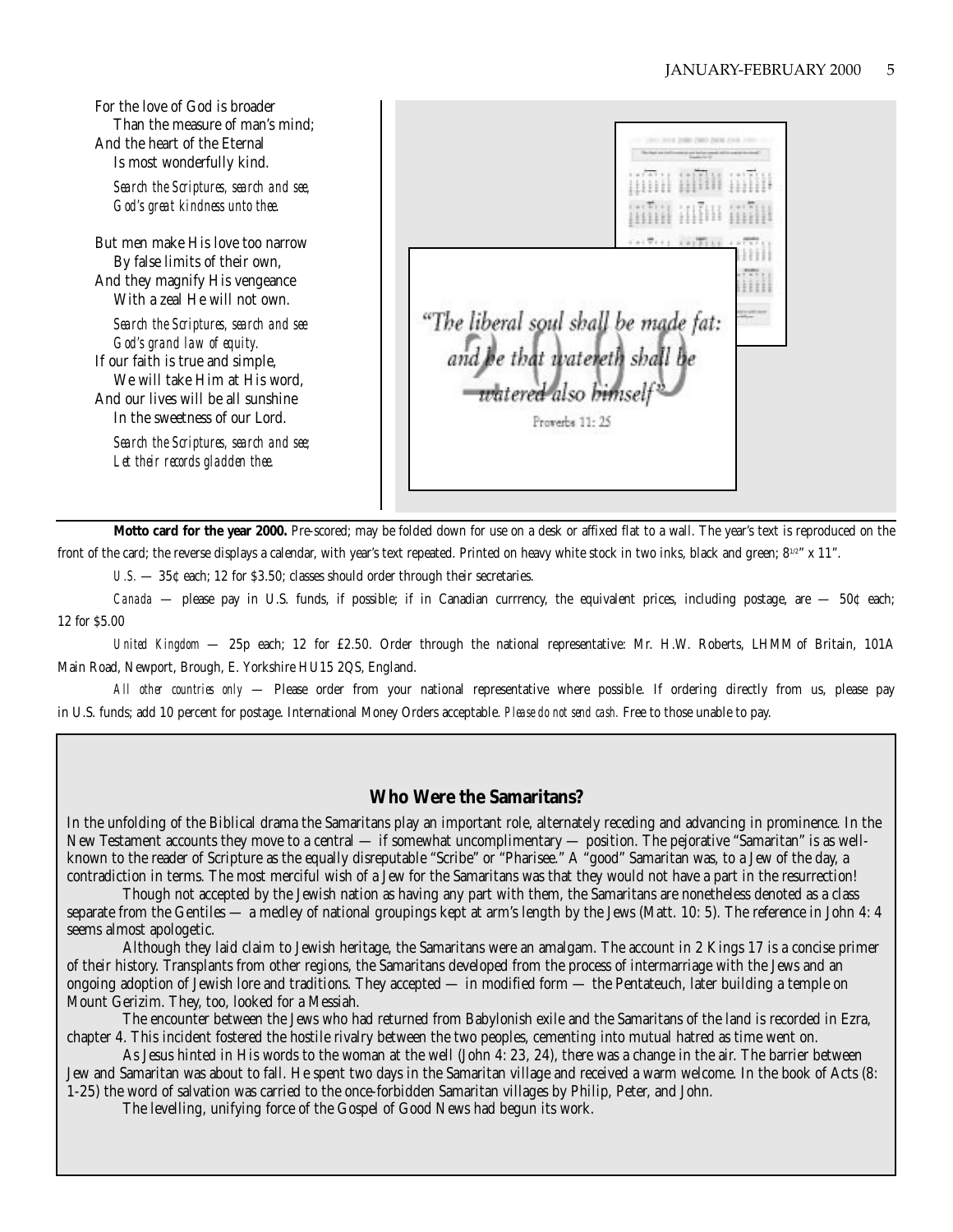For the love of God is broader
  Than the measure of man's mind;
And the heart of the Eternal
  Is most wonderfully kind.

*Search the Scriptures, search and see,*
*God's great kindness unto thee.*

But men make His love too narrow
  By false limits of their own,
And they magnify His vengeance
  With a zeal He will not own.

*Search the Scriptures, search and see*
*God's grand law of equity.*

If our faith is true and simple,
  We will take Him at His word,
And our lives will be all sunshine
  In the sweetness of our Lord.

*Search the Scriptures, search and see;*
*Let their records gladden thee.*

"The liberal soul shall be made fat: and he that watereth shall be watered also himself"

Proverbs 11: 25

**Motto card for the year 2000.** Pre-scored; may be folded down for use on a desk or affixed flat to a wall. The year's text is reproduced on the front of the card; the reverse displays a calendar, with year's text repeated. Printed on heavy white stock in two inks, black and green; 8½" x 11".

*U.S.* — 35¢ each; 12 for $3.50; classes should order through their secretaries.

*Canada* — please pay in U.S. funds, if possible; if in Canadian currrency, the equivalent prices, including postage, are — 50¢ each; 12 for $5.00

*United Kingdom* — 25p each; 12 for £2.50. Order through the national representative: Mr. H.W. Roberts, LHMM of Britain, 101A Main Road, Newport, Brough, E. Yorkshire HU15 2QS, England.

*All other countries only* — Please order from your national representative where possible. If ordering directly from us, please pay in U.S. funds; add 10 percent for postage. International Money Orders acceptable. *Please do not send cash.* Free to those unable to pay.

## Who Were the Samaritans?

In the unfolding of the Biblical drama the Samaritans play an important role, alternately receding and advancing in prominence. In the New Testament accounts they move to a central — if somewhat uncomplimentary — position. The pejorative "Samaritan" is as well-known to the reader of Scripture as the equally disreputable "Scribe" or "Pharisee." A "good" Samaritan was, to a Jew of the day, a contradiction in terms. The most merciful wish of a Jew for the Samaritans was that they would not have a part in the resurrection!

Though not accepted by the Jewish nation as having any part with them, the Samaritans are nonetheless denoted as a class separate from the Gentiles — a medley of national groupings kept at arm's length by the Jews (Matt. 10: 5). The reference in John 4: 4 seems almost apologetic.

Although they laid claim to Jewish heritage, the Samaritans were an amalgam. The account in 2 Kings 17 is a concise primer of their history. Transplants from other regions, the Samaritans developed from the process of intermarriage with the Jews and an ongoing adoption of Jewish lore and traditions. They accepted — in modified form — the Pentateuch, later building a temple on Mount Gerizim. They, too, looked for a Messiah.

The encounter between the Jews who had returned from Babylonish exile and the Samaritans of the land is recorded in Ezra, chapter 4. This incident fostered the hostile rivalry between the two peoples, cementing into mutual hatred as time went on.

As Jesus hinted in His words to the woman at the well (John 4: 23, 24), there was a change in the air. The barrier between Jew and Samaritan was about to fall. He spent two days in the Samaritan village and received a warm welcome. In the book of Acts (8: 1-25) the word of salvation was carried to the once-forbidden Samaritan villages by Philip, Peter, and John.

The levelling, unifying force of the Gospel of Good News had begun its work.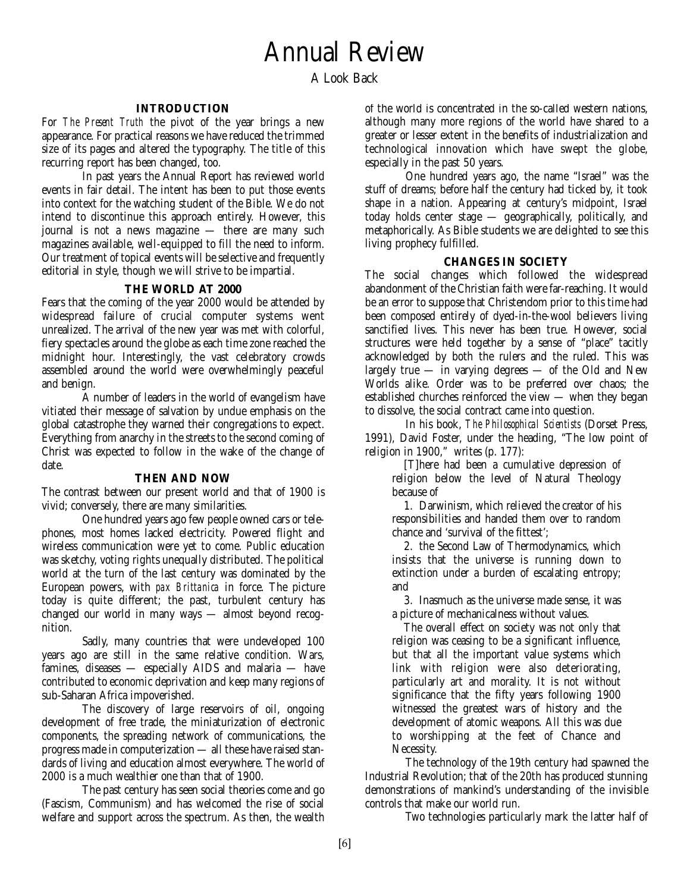# Annual Review

A Look Back

### INTRODUCTION

For *The Present Truth* the pivot of the year brings a new appearance. For practical reasons we have reduced the trimmed size of its pages and altered the typography. The title of this recurring report has been changed, too.

In past years the Annual Report has reviewed world events in fair detail. The intent has been to put those events into context for the watching student of the Bible. We do not intend to discontinue this approach entirely. However, this journal is not a news magazine — there are many such magazines available, well-equipped to fill the need to inform. Our treatment of topical events will be selective and frequently editorial in style, though we will strive to be impartial.

### THE WORLD AT 2000

Fears that the coming of the year 2000 would be attended by widespread failure of crucial computer systems went unrealized. The arrival of the new year was met with colorful, fiery spectacles around the globe as each time zone reached the midnight hour. Interestingly, the vast celebratory crowds assembled around the world were overwhelmingly peaceful and benign.

A number of leaders in the world of evangelism have vitiated their message of salvation by undue emphasis on the global catastrophe they warned their congregations to expect. Everything from anarchy in the streets to the second coming of Christ was expected to follow in the wake of the change of date.

### THEN AND NOW

The contrast between our present world and that of 1900 is vivid; conversely, there are many similarities.

One hundred years ago few people owned cars or telephones, most homes lacked electricity. Powered flight and wireless communication were yet to come. Public education was sketchy, voting rights unequally distributed. The political world at the turn of the last century was dominated by the European powers, with *pax Brittanica* in force. The picture today is quite different; the past, turbulent century has changed our world in many ways — almost beyond recognition.

Sadly, many countries that were undeveloped 100 years ago are still in the same relative condition. Wars, famines, diseases — especially AIDS and malaria — have contributed to economic deprivation and keep many regions of sub-Saharan Africa impoverished.

The discovery of large reservoirs of oil, ongoing development of free trade, the miniaturization of electronic components, the spreading network of communications, the progress made in computerization — all these have raised standards of living and education almost everywhere. The world of 2000 is a much wealthier one than that of 1900.

The past century has seen social theories come and go (Fascism, Communism) and has welcomed the rise of social welfare and support across the spectrum. As then, the wealth of the world is concentrated in the so-called western nations, although many more regions of the world have shared to a greater or lesser extent in the benefits of industrialization and technological innovation which have swept the globe, especially in the past 50 years.

One hundred years ago, the name "Israel" was the stuff of dreams; before half the century had ticked by, it took shape in a nation. Appearing at century's midpoint, Israel today holds center stage — geographically, politically, and metaphorically. As Bible students we are delighted to see this living prophecy fulfilled.

### CHANGES IN SOCIETY

The social changes which followed the widespread abandonment of the Christian faith were far-reaching. It would be an error to suppose that Christendom prior to this time had been composed entirely of dyed-in-the-wool believers living sanctified lives. This never has been true. However, social structures were held together by a sense of "place" tacitly acknowledged by both the rulers and the ruled. This was largely true — in varying degrees — of the Old and New Worlds alike. Order was to be preferred over chaos; the established churches reinforced the view — when they began to dissolve, the social contract came into question.

In his book, *The Philosophical Scientists* (Dorset Press, 1991), David Foster, under the heading, "The low point of religion in 1900," writes (p. 177):

> [T]here had been a cumulative depression of religion below the level of Natural Theology because of
>
> 1. Darwinism, which relieved the creator of his responsibilities and handed them over to random chance and 'survival of the fittest';
>
> 2. the Second Law of Thermodynamics, which insists that the universe is running down to extinction under a burden of escalating entropy; and
>
> 3. Inasmuch as the universe made sense, it was a picture of mechanicalness without values.
>
> The overall effect on society was not only that religion was ceasing to be a significant influence, but that all the important value systems which link with religion were also deteriorating, particularly art and morality. It is not without significance that the fifty years following 1900 witnessed the greatest wars of history and the development of atomic weapons. All this was due to worshipping at the feet of Chance and Necessity.

The technology of the 19th century had spawned the Industrial Revolution; that of the 20th has produced stunning demonstrations of mankind's understanding of the invisible controls that make our world run.

Two technologies particularly mark the latter half of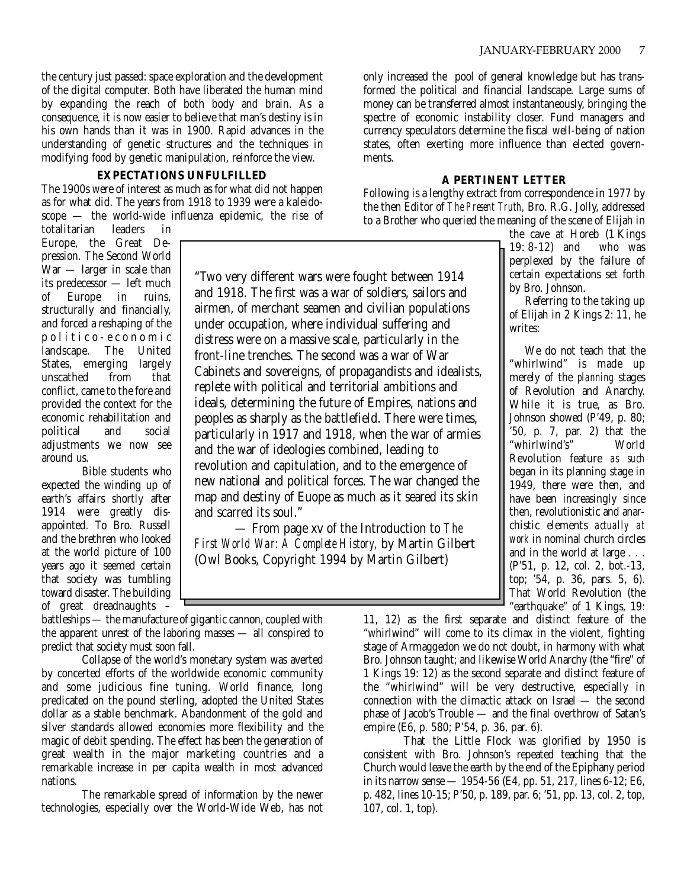the century just passed: space exploration and the development of the digital computer. Both have liberated the human mind by expanding the reach of both body and brain. As a consequence, it is now easier to believe that man's destiny is in his own hands than it was in 1900. Rapid advances in the understanding of genetic structures and the techniques in modifying food by genetic manipulation, reinforce the view.

### EXPECTATIONS UNFULFILLED

The 1900s were of interest as much as for what did not happen as for what did. The years from 1918 to 1939 were a kaleidoscope — the world-wide influenza epidemic, the rise of totalitarian leaders in Europe, the Great Depression. The Second World War — larger in scale than its predecessor — left much of Europe in ruins, structurally and financially, and forced a reshaping of the politico-economic landscape. The United States, emerging largely unscathed from that conflict, came to the fore and provided the context for the economic rehabilitation and political and social adjustments we now see around us.

Bible students who expected the winding up of earth's affairs shortly after 1914 were greatly disappointed. To Bro. Russell and the brethren who looked at the world picture of 100 years ago it seemed certain that society was tumbling toward disaster. The building of great dreadnaughts – battleships — the manufacture of gigantic cannon, coupled with the apparent unrest of the laboring masses — all conspired to predict that society must soon fall.

Collapse of the world's monetary system was averted by concerted efforts of the worldwide economic community and some judicious fine tuning. World finance, long predicated on the pound sterling, adopted the United States dollar as a stable benchmark. Abandonment of the gold and silver standards allowed economies more flexibility and the magic of debit spending. The effect has been the generation of great wealth in the major marketing countries and a remarkable increase in per capita wealth in most advanced nations.

The remarkable spread of information by the newer technologies, especially over the World-Wide Web, has not only increased the pool of general knowledge but has transformed the political and financial landscape. Large sums of money can be transferred almost instantaneously, bringing the spectre of economic instability closer. Fund managers and currency speculators determine the fiscal well-being of nation states, often exerting more influence than elected governments.

> "Two very different wars were fought between 1914 and 1918. The first was a war of soldiers, sailors and airmen, of merchant seamen and civilian populations under occupation, where individual suffering and distress were on a massive scale, particularly in the front-line trenches. The second was a war of War Cabinets and sovereigns, of propagandists and idealists, replete with political and territorial ambitions and ideals, determining the future of Empires, nations and peoples as sharply as the battlefield. There were times, particularly in 1917 and 1918, when the war of armies and the war of ideologies combined, leading to revolution and capitulation, and to the emergence of new national and political forces. The war changed the map and destiny of Euope as much as it seared its skin and scarred its soul."
>
> — From page xv of the Introduction to *The First World War: A Complete History,* by Martin Gilbert (Owl Books, Copyright 1994 by Martin Gilbert)

### A PERTINENT LETTER

Following is a lengthy extract from correspondence in 1977 by the then Editor of *The Present Truth,* Bro. R.G. Jolly, addressed to a Brother who queried the meaning of the scene of Elijah in the cave at Horeb (1 Kings 19: 8-12) and who was perplexed by the failure of certain expectations set forth by Bro. Johnson.

Referring to the taking up of Elijah in 2 Kings 2: 11, he writes:

We do not teach that the "whirlwind" is made up merely of the *planning* stages of Revolution and Anarchy. While it is true, as Bro. Johnson showed (P'49, p. 80; '50, p. 7, par. 2) that the "whirlwind's" World Revolution feature *as such* began in its planning stage in 1949, there were then, and have been increasingly since then, revolutionistic and anarchistic elements *actually at work* in nominal church circles and in the world at large . . . (P'51, p. 12, col. 2, bot.-13, top; '54, p. 36, pars. 5, 6). That World Revolution (the "earthquake" of 1 Kings, 19: 11, 12) as the first separate and distinct feature of the "whirlwind" will come to its climax in the violent, fighting stage of Armaggedon we do not doubt, in harmony with what Bro. Johnson taught; and likewise World Anarchy (the "fire" of 1 Kings 19: 12) as the second separate and distinct feature of the "whirlwind" will be very destructive, especially in connection with the climactic attack on Israel — the second phase of Jacob's Trouble — and the final overthrow of Satan's empire (E6, p. 580; P'54, p. 36, par. 6).

That the Little Flock was glorified by 1950 is consistent with Bro. Johnson's repeated teaching that the Church would leave the earth by the end of the Epiphany period in its narrow sense — 1954-56 (E4, pp. 51, 217, lines 6-12; E6, p. 482, lines 10-15; P'50, p. 189, par. 6; '51, pp. 13, col. 2, top, 107, col. 1, top).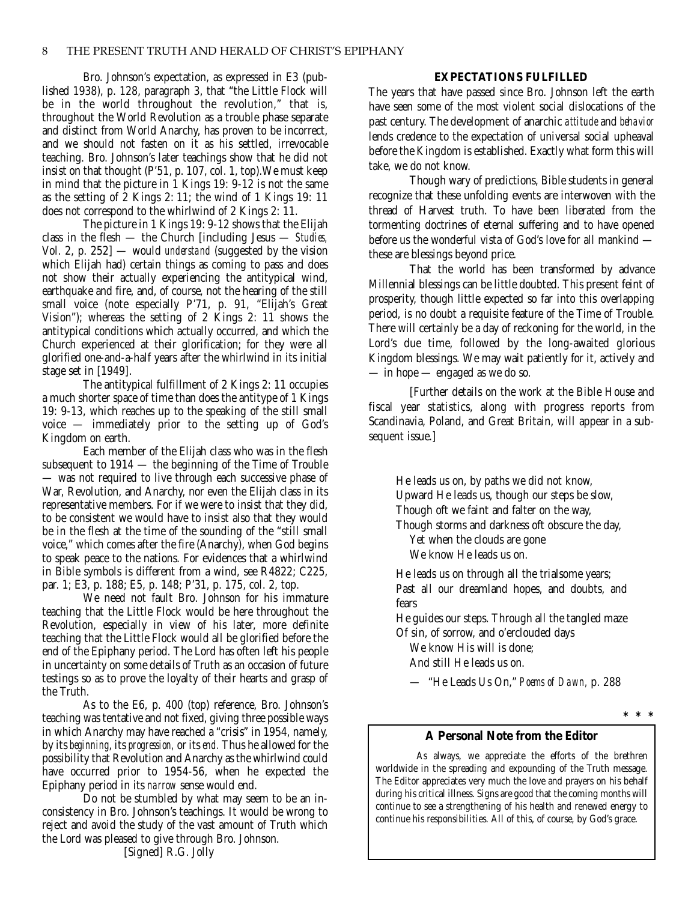Bro. Johnson's expectation, as expressed in E3 (published 1938), p. 128, paragraph 3, that "the Little Flock will be in the world throughout the revolution," that is, throughout the World Revolution as a trouble phase separate and distinct from World Anarchy, has proven to be incorrect, and we should not fasten on it as his settled, irrevocable teaching. Bro. Johnson's later teachings show that he did not insist on that thought (P'51, p. 107, col. 1, top).We must keep in mind that the picture in 1 Kings 19: 9-12 is not the same as the setting of 2 Kings 2: 11; the wind of 1 Kings 19: 11 does not correspond to the whirlwind of 2 Kings 2: 11.

The picture in 1 Kings 19: 9-12 shows that the Elijah class in the flesh — the Church [including Jesus — *Studies,* Vol. 2, p. 252] — would *understand* (suggested by the vision which Elijah had) certain things as coming to pass and does not show their actually experiencing the antitypical wind, earthquake and fire, and, of course, not the hearing of the still small voice (note especially P'71, p. 91, "Elijah's Great Vision"); whereas the setting of 2 Kings 2: 11 shows the antitypical conditions which actually occurred, and which the Church experienced at their glorification; for they were all glorified one-and-a-half years after the whirlwind in its initial stage set in [1949].

The antitypical fulfillment of 2 Kings 2: 11 occupies a much shorter space of time than does the antitype of 1 Kings 19: 9-13, which reaches up to the speaking of the still small voice — immediately prior to the setting up of God's Kingdom on earth.

Each member of the Elijah class who was in the flesh subsequent to 1914 — the beginning of the Time of Trouble — was not required to live through each successive phase of War, Revolution, and Anarchy, nor even the Elijah class in its representative members. For if we were to insist that they did, to be consistent we would have to insist also that they would be in the flesh at the time of the sounding of the "still small voice," which comes after the fire (Anarchy), when God begins to speak peace to the nations. For evidences that a whirlwind in Bible symbols is different from a wind, see R4822; C225, par. 1; E3, p. 188; E5, p. 148; P'31, p. 175, col. 2, top.

We need not fault Bro. Johnson for his immature teaching that the Little Flock would be here throughout the Revolution, especially in view of his later, more definite teaching that the Little Flock would all be glorified before the end of the Epiphany period. The Lord has often left his people in uncertainty on some details of Truth as an occasion of future testings so as to prove the loyalty of their hearts and grasp of the Truth.

As to the E6, p. 400 (top) reference, Bro. Johnson's teaching was tentative and not fixed, giving three possible ways in which Anarchy may have reached a "crisis" in 1954, namely, by its *beginning*, its *progression,* or its *end.* Thus he allowed for the possibility that Revolution and Anarchy as the whirlwind could have occurred prior to 1954-56, when he expected the Epiphany period in its *narrow* sense would end.

Do not be stumbled by what may seem to be an inconsistency in Bro. Johnson's teachings. It would be wrong to reject and avoid the study of the vast amount of Truth which the Lord was pleased to give through Bro. Johnson.

[Signed] R.G. Jolly

### EXPECTATIONS FULFILLED

The years that have passed since Bro. Johnson left the earth have seen some of the most violent social dislocations of the past century. The development of anarchic *attitude* and *behavior* lends credence to the expectation of universal social upheaval before the Kingdom is established. Exactly what form this will take, we do not know.

Though wary of predictions, Bible students in general recognize that these unfolding events are interwoven with the thread of Harvest truth. To have been liberated from the tormenting doctrines of eternal suffering and to have opened before us the wonderful vista of God's love for all mankind — these are blessings beyond price.

That the world has been transformed by advance Millennial blessings can be little doubted. This present feint of prosperity, though little expected so far into this overlapping period, is no doubt a requisite feature of the Time of Trouble. There will certainly be a day of reckoning for the world, in the Lord's due time, followed by the long-awaited glorious Kingdom blessings. We may wait patiently for it, actively and — in hope — engaged as we do so.

[Further details on the work at the Bible House and fiscal year statistics, along with progress reports from Scandinavia, Poland, and Great Britain, will appear in a subsequent issue.]

> He leads us on, by paths we did not know,
> Upward He leads us, though our steps be slow,
> Though oft we faint and falter on the way,
> Though storms and darkness oft obscure the day,
> Yet when the clouds are gone
> We know He leads us on.
>
> He leads us on through all the trialsome years;
> Past all our dreamland hopes, and doubts, and fears
> He guides our steps. Through all the tangled maze
> Of sin, of sorrow, and o'erclouded days
> We know His will is done;
> And still He leads us on.
>
> — "He Leads Us On," *Poems of Dawn,* p. 288

\* \* \*

### A Personal Note from the Editor

As always, we appreciate the efforts of the brethren worldwide in the spreading and expounding of the Truth message. The Editor appreciates very much the love and prayers on his behalf during his critical illness. Signs are good that the coming months will continue to see a strengthening of his health and renewed energy to continue his responsibilities. All of this, of course, by God's grace.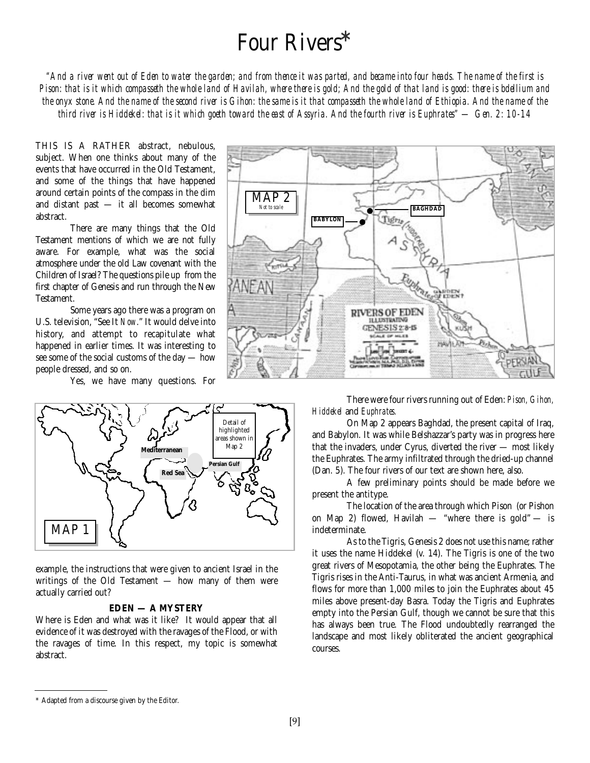# Four Rivers*

*"And a river went out of Eden to water the garden; and from thence it was parted, and became into four heads. The name of the first is Pison: that is it which compasseth the whole land of Havilah, where there is gold; And the gold of that land is good: there is bdellium and the onyx stone. And the name of the second river is Gihon: the same is it that compasseth the whole land of Ethiopia. And the name of the third river is Hiddekel: that is it which goeth toward the east of Assyria. And the fourth river is Euphrates" — Gen. 2: 10-14*

THIS IS A RATHER abstract, nebulous, subject. When one thinks about many of the events that have occurred in the Old Testament, and some of the things that have happened around certain points of the compass in the dim and distant past — it all becomes somewhat abstract.

There are many things that the Old Testament mentions of which we are not fully aware. For example, what was the social atmosphere under the old Law covenant with the Children of Israel? The questions pile up from the first chapter of Genesis and run through the New Testament.

Some years ago there was a program on U.S. television, "See It *Now*." It would delve into history, and attempt to recapitulate what happened in earlier times. It was interesting to see some of the social customs of the day — how people dressed, and so on.

Yes, we have many questions. For example, the instructions that were given to ancient Israel in the writings of the Old Testament — how many of them were actually carried out?

**EDEN — A MYSTERY**

Where is Eden and what was it like? It would appear that all evidence of it was destroyed with the ravages of the Flood, or with the ravages of time. In this respect, my topic is somewhat abstract.

There were four rivers running out of Eden: *Pison, Gihon, Hiddekel* and *Euphrates.*

On Map 2 appears Baghdad, the present capital of Iraq, and Babylon. It was while Belshazzar's party was in progress here that the invaders, under Cyrus, diverted the river — most likely the Euphrates. The army infiltrated through the dried-up channel (Dan. 5). The four rivers of our text are shown here, also.

A few preliminary points should be made before we present the antitype.

The location of the area through which Pison (or Pishon on Map 2) flowed, Havilah — "where there is gold" — is indeterminate.

As to the Tigris, Genesis 2 does not use this name; rather it uses the name Hiddekel (v. 14). The Tigris is one of the two great rivers of Mesopotamia, the other being the Euphrates. The Tigris rises in the Anti-Taurus, in what was ancient Armenia, and flows for more than 1,000 miles to join the Euphrates about 45 miles above present-day Basra. Today the Tigris and Euphrates empty into the Persian Gulf, though we cannot be sure that this has always been true. The Flood undoubtedly rearranged the landscape and most likely obliterated the ancient geographical courses.

---

\* Adapted from a discourse given by the Editor.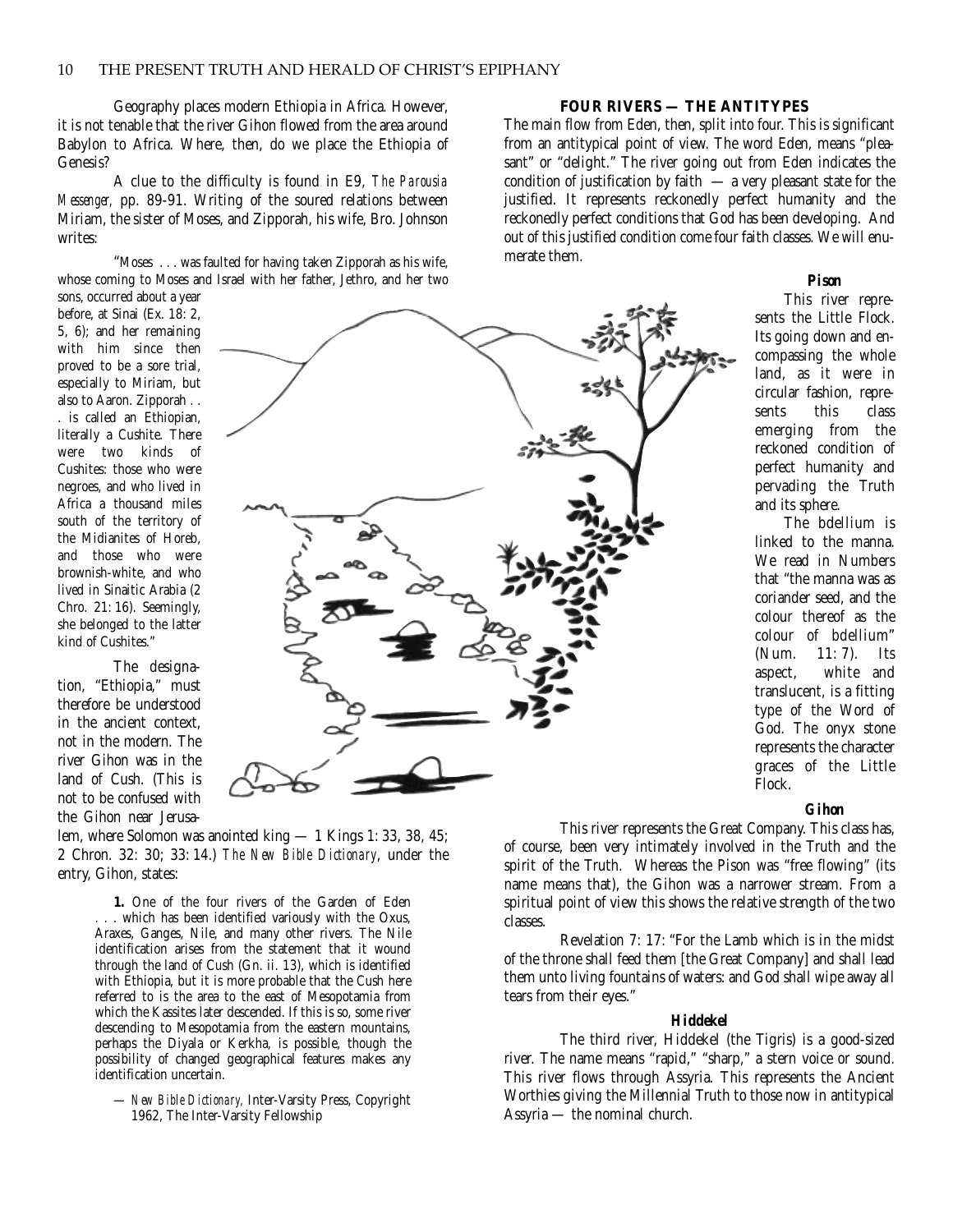Geography places modern Ethiopia in Africa. However, it is not tenable that the river Gihon flowed from the area around Babylon to Africa. Where, then, do we place the Ethiopia of Genesis?

A clue to the difficulty is found in E9, *The Parousia Messenger*, pp. 89-91. Writing of the soured relations between Miriam, the sister of Moses, and Zipporah, his wife, Bro. Johnson writes:

"Moses . . . was faulted for having taken Zipporah as his wife, whose coming to Moses and Israel with her father, Jethro, and her two sons, occurred about a year before, at Sinai (Ex. 18: 2, 5, 6); and her remaining with him since then proved to be a sore trial, especially to Miriam, but also to Aaron. Zipporah . . . is called an Ethiopian, literally a Cushite. There were two kinds of Cushites: those who were negroes, and who lived in Africa a thousand miles south of the territory of the Midianites of Horeb, and those who were brownish-white, and who lived in Sinaitic Arabia (2 Chro. 21: 16). Seemingly, she belonged to the latter kind of Cushites."

The designation, "Ethiopia," must therefore be understood in the ancient context, not in the modern. The river Gihon was in the land of Cush. (This is not to be confused with the Gihon near Jerusalem, where Solomon was anointed king — 1 Kings 1: 33, 38, 45; 2 Chron. 32: 30; 33: 14.) *The New Bible Dictionary*, under the entry, Gihon, states:

> **1.** One of the four rivers of the Garden of Eden . . . which has been identified variously with the Oxus, Araxes, Ganges, Nile, and many other rivers. The Nile identification arises from the statement that it wound through the land of Cush (Gn. ii. 13), which is identified with Ethiopia, but it is more probable that the Cush here referred to is the area to the east of Mesopotamia from which the Kassites later descended. If this is so, some river descending to Mesopotamia from the eastern mountains, perhaps the Diyala or Kerkha, is possible, though the possibility of changed geographical features makes any identification uncertain.
>
> — *New Bible Dictionary*, Inter-Varsity Press, Copyright 1962, The Inter-Varsity Fellowship

### FOUR RIVERS — THE ANTITYPES

The main flow from Eden, then, split into four. This is significant from an antitypical point of view. The word Eden, means "pleasant" or "delight." The river going out from Eden indicates the condition of justification by faith — a very pleasant state for the justified. It represents reckonedly perfect humanity and the reckonedly perfect conditions that God has been developing. And out of this justified condition come four faith classes. We will enumerate them.

#### Pison

This river represents the Little Flock. Its going down and encompassing the whole land, as it were in circular fashion, represents this class emerging from the reckoned condition of perfect humanity and pervading the Truth and its sphere.

The bdellium is linked to the manna. We read in Numbers that "the manna was as coriander seed, and the colour thereof as the colour of bdellium" (Num. 11: 7). Its aspect, white and translucent, is a fitting type of the Word of God. The onyx stone represents the character graces of the Little Flock.

#### Gihon

This river represents the Great Company. This class has, of course, been very intimately involved in the Truth and the spirit of the Truth. Whereas the Pison was "free flowing" (its name means that), the Gihon was a narrower stream. From a spiritual point of view this shows the relative strength of the two classes.

Revelation 7: 17: "For the Lamb which is in the midst of the throne shall feed them [the Great Company] and shall lead them unto living fountains of waters: and God shall wipe away all tears from their eyes."

#### Hiddekel

The third river, Hiddekel (the Tigris) is a good-sized river. The name means "rapid," "sharp," a stern voice or sound. This river flows through Assyria. This represents the Ancient Worthies giving the Millennial Truth to those now in antitypical Assyria — the nominal church.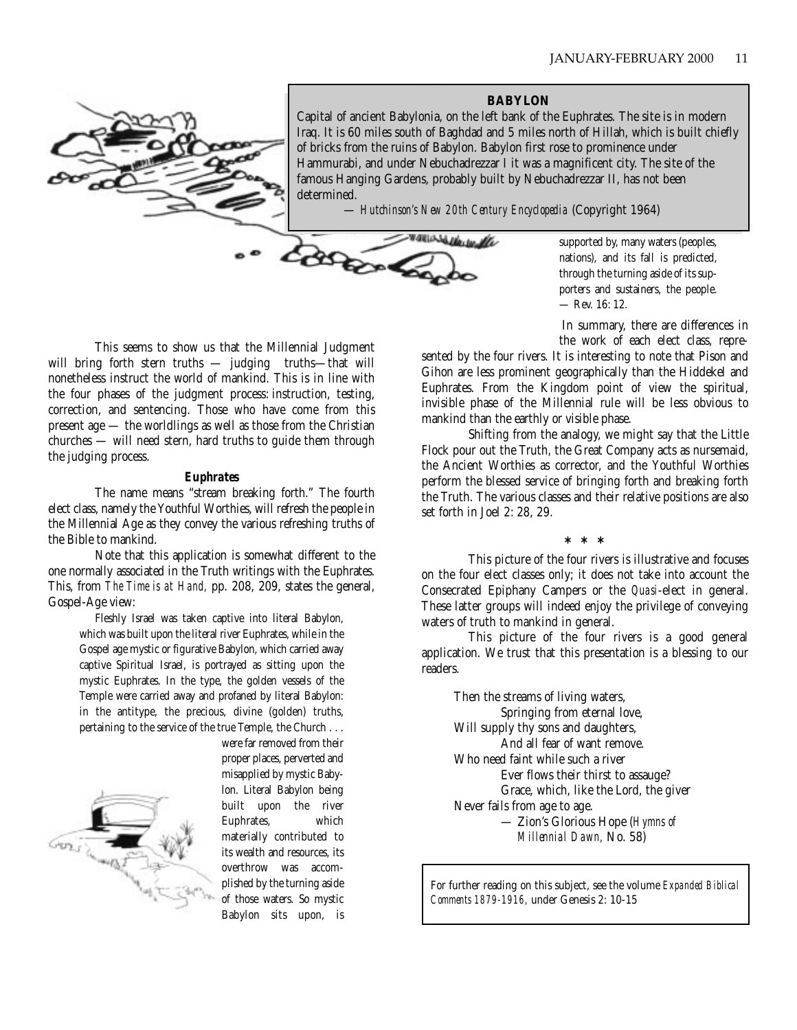**BABYLON**

Capital of ancient Babylonia, on the left bank of the Euphrates. The site is in modern Iraq. It is 60 miles south of Baghdad and 5 miles north of Hillah, which is built chiefly of bricks from the ruins of Babylon. Babylon first rose to prominence under Hammurabi, and under Nebuchadrezzar I it was a magnificent city. The site of the famous Hanging Gardens, probably built by Nebuchadrezzar II, has not been determined.

— *Hutchinson's New 20th Century Encyclopedia* (Copyright 1964)

This seems to show us that the Millennial Judgment will bring forth stern truths — judging truths—that will nonetheless instruct the world of mankind. This is in line with the four phases of the judgment process: instruction, testing, correction, and sentencing. Those who have come from this present age — the worldlings as well as those from the Christian churches — will need stern, hard truths to guide them through the judging process.

**Euphrates**

The name means "stream breaking forth." The fourth elect class, namely the Youthful Worthies, will refresh the people in the Millennial Age as they convey the various refreshing truths of the Bible to mankind.

Note that this application is somewhat different to the one normally associated in the Truth writings with the Euphrates. This, from *The Time is at Hand,* pp. 208, 209, states the general, Gospel-Age view:

> Fleshly Israel was taken captive into literal Babylon, which was built upon the literal river Euphrates, while in the Gospel age mystic or figurative Babylon, which carried away captive Spiritual Israel, is portrayed as sitting upon the mystic Euphrates. In the type, the golden vessels of the Temple were carried away and profaned by literal Babylon: in the antitype, the precious, divine (golden) truths, pertaining to the service of the true Temple, the Church . . . were far removed from their proper places, perverted and misapplied by mystic Babylon. Literal Babylon being built upon the river Euphrates, which materially contributed to its wealth and resources, its overthrow was accomplished by the turning aside of those waters. So mystic Babylon sits upon, is supported by, many waters (peoples, nations), and its fall is predicted, through the turning aside of its supporters and sustainers, the people. — Rev. 16: 12.

In summary, there are differences in the work of each elect class, represented by the four rivers. It is interesting to note that Pison and Gihon are less prominent geographically than the Hiddekel and Euphrates. From the Kingdom point of view the spiritual, invisible phase of the Millennial rule will be less obvious to mankind than the earthly or visible phase.

Shifting from the analogy, we might say that the Little Flock pour out the Truth, the Great Company acts as nursemaid, the Ancient Worthies as corrector, and the Youthful Worthies perform the blessed service of bringing forth and breaking forth the Truth. The various classes and their relative positions are also set forth in Joel 2: 28, 29.

\* \* \*

This picture of the four rivers is illustrative and focuses on the four elect classes only; it does not take into account the Consecrated Epiphany Campers or the *Quasi*-elect in general. These latter groups will indeed enjoy the privilege of conveying waters of truth to mankind in general.

This picture of the four rivers is a good general application. We trust that this presentation is a blessing to our readers.

> Then the streams of living waters,
> Springing from eternal love,
> Will supply thy sons and daughters,
> And all fear of want remove.
> Who need faint while such a river
> Ever flows their thirst to assauge?
> Grace, which, like the Lord, the giver
> Never fails from age to age.
> — Zion's Glorious Hope (*Hymns of Millennial Dawn,* No. 58)

For further reading on this subject, see the volume *Expanded Biblical Comments 1879-1916,* under Genesis 2: 10-15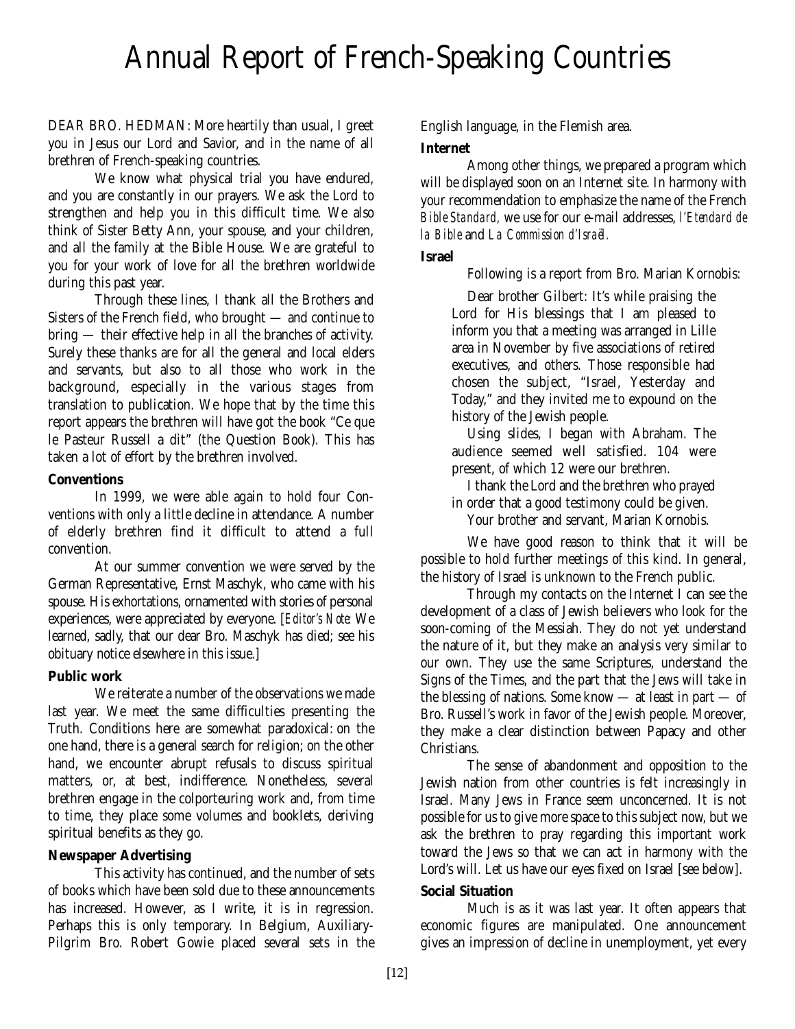# Annual Report of French-Speaking Countries

DEAR BRO. HEDMAN: More heartily than usual, I greet you in Jesus our Lord and Savior, and in the name of all brethren of French-speaking countries.

We know what physical trial you have endured, and you are constantly in our prayers. We ask the Lord to strengthen and help you in this difficult time. We also think of Sister Betty Ann, your spouse, and your children, and all the family at the Bible House. We are grateful to you for your work of love for all the brethren worldwide during this past year.

Through these lines, I thank all the Brothers and Sisters of the French field, who brought — and continue to bring — their effective help in all the branches of activity. Surely these thanks are for all the general and local elders and servants, but also to all those who work in the background, especially in the various stages from translation to publication. We hope that by the time this report appears the brethren will have got the book "Ce que le Pasteur Russell a dit" (the Question Book). This has taken a lot of effort by the brethren involved.

**Conventions**

In 1999, we were able again to hold four Conventions with only a little decline in attendance. A number of elderly brethren find it difficult to attend a full convention.

At our summer convention we were served by the German Representative, Ernst Maschyk, who came with his spouse. His exhortations, ornamented with stories of personal experiences, were appreciated by everyone. [*Editor's Note:* We learned, sadly, that our dear Bro. Maschyk has died; see his obituary notice elsewhere in this issue.]

**Public work**

We reiterate a number of the observations we made last year. We meet the same difficulties presenting the Truth. Conditions here are somewhat paradoxical: on the one hand, there is a general search for religion; on the other hand, we encounter abrupt refusals to discuss spiritual matters, or, at best, indifference. Nonetheless, several brethren engage in the colporteuring work and, from time to time, they place some volumes and booklets, deriving spiritual benefits as they go.

**Newspaper Advertising**

This activity has continued, and the number of sets of books which have been sold due to these announcements has increased. However, as I write, it is in regression. Perhaps this is only temporary. In Belgium, Auxiliary-Pilgrim Bro. Robert Gowie placed several sets in the English language, in the Flemish area.

**Internet**

Among other things, we prepared a program which will be displayed soon on an Internet site. In harmony with your recommendation to emphasize the name of the French *Bible Standard*, we use for our e-mail addresses, *l'Etendard de la Bible* and *La Commission d'Israël*.

**Israel**

Following is a report from Bro. Marian Kornobis:

> Dear brother Gilbert: It's while praising the Lord for His blessings that I am pleased to inform you that a meeting was arranged in Lille area in November by five associations of retired executives, and others. Those responsible had chosen the subject, "Israel, Yesterday and Today," and they invited me to expound on the history of the Jewish people.
>
> Using slides, I began with Abraham. The audience seemed well satisfied. 104 were present, of which 12 were our brethren.
>
> I thank the Lord and the brethren who prayed in order that a good testimony could be given.
>
> Your brother and servant, Marian Kornobis.

We have good reason to think that it will be possible to hold further meetings of this kind. In general, the history of Israel is unknown to the French public.

Through my contacts on the Internet I can see the development of a class of Jewish believers who look for the soon-coming of the Messiah. They do not yet understand the nature of it, but they make an analysis very similar to our own. They use the same Scriptures, understand the Signs of the Times, and the part that the Jews will take in the blessing of nations. Some know — at least in part — of Bro. Russell's work in favor of the Jewish people. Moreover, they make a clear distinction between Papacy and other Christians.

The sense of abandonment and opposition to the Jewish nation from other countries is felt increasingly in Israel. Many Jews in France seem unconcerned. It is not possible for us to give more space to this subject now, but we ask the brethren to pray regarding this important work toward the Jews so that we can act in harmony with the Lord's will. Let us have our eyes fixed on Israel [see below].

**Social Situation**

Much is as it was last year. It often appears that economic figures are manipulated. One announcement gives an impression of decline in unemployment, yet every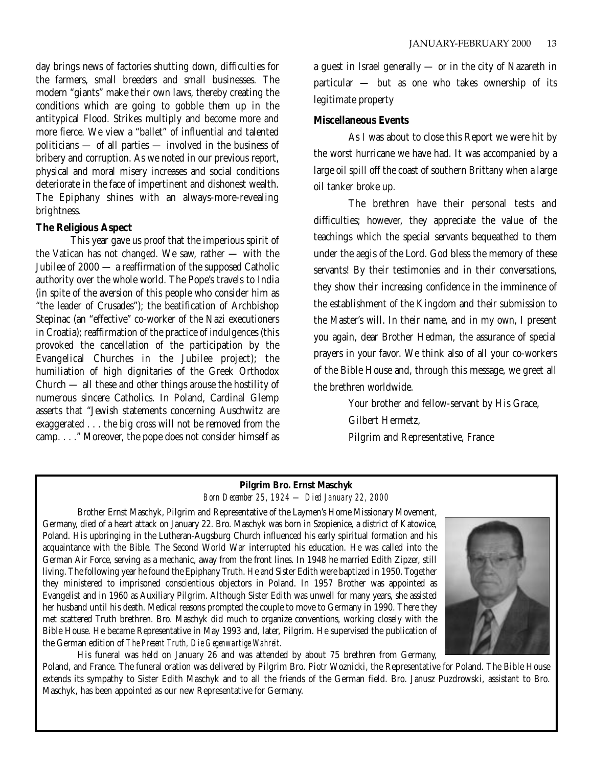day brings news of factories shutting down, difficulties for the farmers, small breeders and small businesses. The modern "giants" make their own laws, thereby creating the conditions which are going to gobble them up in the antitypical Flood. Strikes multiply and become more and more fierce. We view a "ballet" of influential and talented politicians — of all parties — involved in the business of bribery and corruption. As we noted in our previous report, physical and moral misery increases and social conditions deteriorate in the face of impertinent and dishonest wealth. The Epiphany shines with an always-more-revealing brightness.

**The Religious Aspect**

This year gave us proof that the imperious spirit of the Vatican has not changed. We saw, rather — with the Jubilee of 2000 — a reaffirmation of the supposed Catholic authority over the whole world. The Pope's travels to India (in spite of the aversion of this people who consider him as "the leader of Crusades"); the beatification of Archbishop Stepinac (an "effective" co-worker of the Nazi executioners in Croatia); reaffirmation of the practice of indulgences (this provoked the cancellation of the participation by the Evangelical Churches in the Jubilee project); the humiliation of high dignitaries of the Greek Orthodox Church — all these and other things arouse the hostility of numerous sincere Catholics. In Poland, Cardinal Glemp asserts that "Jewish statements concerning Auschwitz are exaggerated . . . the big cross will not be removed from the camp. . . ." Moreover, the pope does not consider himself as a guest in Israel generally — or in the city of Nazareth in particular — but as one who takes ownership of its legitimate property

**Miscellaneous Events**

As I was about to close this Report we were hit by the worst hurricane we have had. It was accompanied by a large oil spill off the coast of southern Brittany when a large oil tanker broke up.

The brethren have their personal tests and difficulties; however, they appreciate the value of the teachings which the special servants bequeathed to them under the aegis of the Lord. God bless the memory of these servants! By their testimonies and in their conversations, they show their increasing confidence in the imminence of the establishment of the Kingdom and their submission to the Master's will. In their name, and in my own, I present you again, dear Brother Hedman, the assurance of special prayers in your favor. We think also of all your co-workers of the Bible House and, through this message, we greet all the brethren worldwide.

Your brother and fellow-servant by His Grace,
Gilbert Hermetz,
Pilgrim and Representative, France

**Pilgrim Bro. Ernst Maschyk**

*Born December 25, 1924 — Died January 22, 2000*

Brother Ernst Maschyk, Pilgrim and Representative of the Laymen's Home Missionary Movement, Germany, died of a heart attack on January 22. Bro. Maschyk was born in Szopienice, a district of Katowice, Poland. His upbringing in the Lutheran-Augsburg Church influenced his early spiritual formation and his acquaintance with the Bible. The Second World War interrupted his education. He was called into the German Air Force, serving as a mechanic, away from the front lines. In 1948 he married Edith Zipzer, still living. The following year he found the Epiphany Truth. He and Sister Edith were baptized in 1950. Together they ministered to imprisoned conscientious objectors in Poland. In 1957 Brother was appointed as Evangelist and in 1960 as Auxiliary Pilgrim. Although Sister Edith was unwell for many years, she assisted her husband until his death. Medical reasons prompted the couple to move to Germany in 1990. There they met scattered Truth brethren. Bro. Maschyk did much to organize conventions, working closely with the Bible House. He became Representative in May 1993 and, later, Pilgrim. He supervised the publication of the German edition of *The Present Truth, Die Gegenwartige Wahreit.*

His funeral was held on January 26 and was attended by about 75 brethren from Germany, Poland, and France. The funeral oration was delivered by Pilgrim Bro. Piotr Woznicki, the Representative for Poland. The Bible House extends its sympathy to Sister Edith Maschyk and to all the friends of the German field. Bro. Janusz Puzdrowski, assistant to Bro. Maschyk, has been appointed as our new Representative for Germany.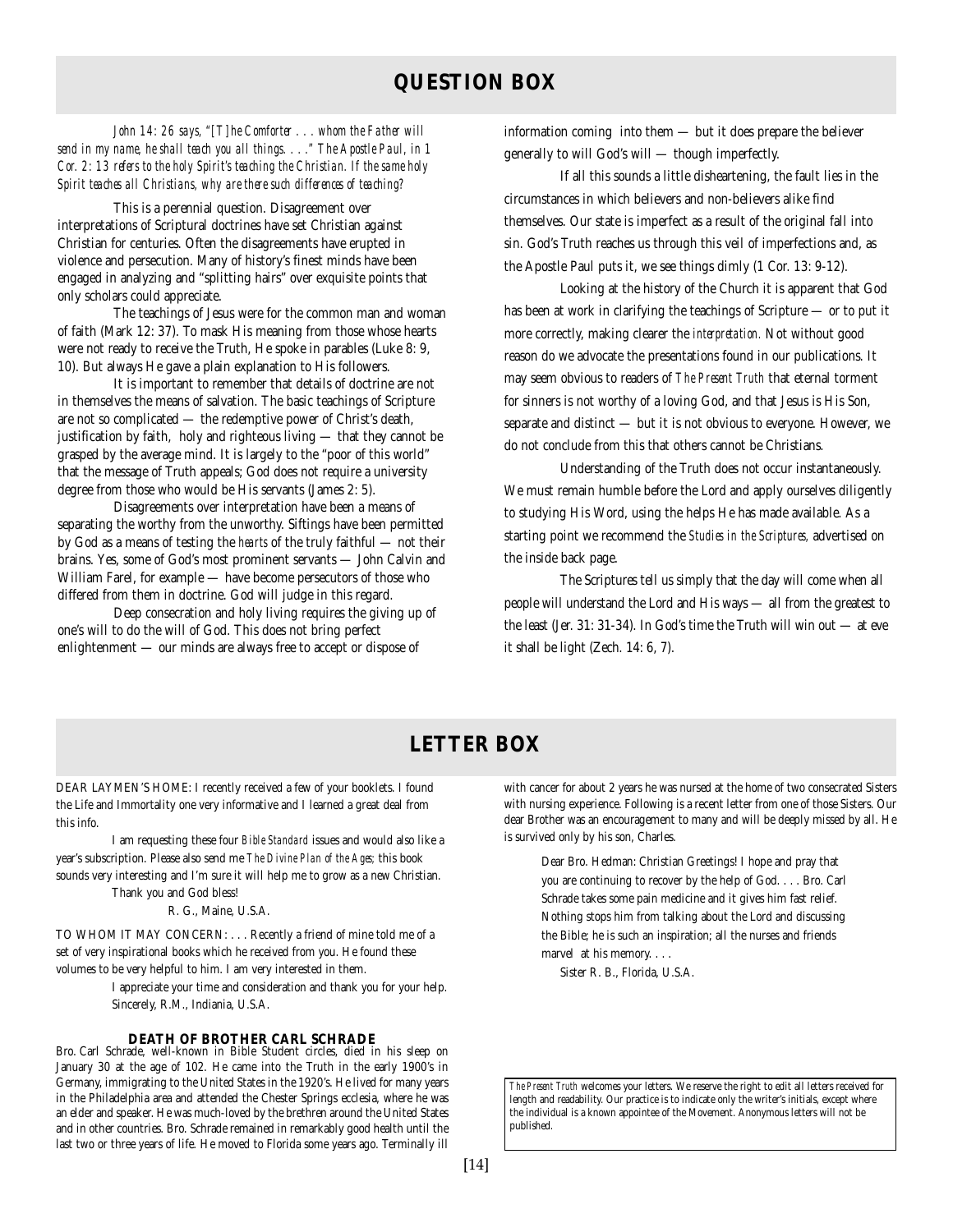## QUESTION BOX

*John 14: 26 says, "[T]he Comforter . . . whom the Father will send in my name, he shall teach you all things. . . ." The Apostle Paul, in 1 Cor. 2: 13 refers to the holy Spirit's teaching the Christian. If the same holy Spirit teaches all Christians, why are there such differences of teaching?*

This is a perennial question. Disagreement over interpretations of Scriptural doctrines have set Christian against Christian for centuries. Often the disagreements have erupted in violence and persecution. Many of history's finest minds have been engaged in analyzing and "splitting hairs" over exquisite points that only scholars could appreciate.

The teachings of Jesus were for the common man and woman of faith (Mark 12: 37). To mask His meaning from those whose hearts were not ready to receive the Truth, He spoke in parables (Luke 8: 9, 10). But always He gave a plain explanation to His followers.

It is important to remember that details of doctrine are not in themselves the means of salvation. The basic teachings of Scripture are not so complicated — the redemptive power of Christ's death, justification by faith, holy and righteous living — that they cannot be grasped by the average mind. It is largely to the "poor of this world" that the message of Truth appeals; God does not require a university degree from those who would be His servants (James 2: 5).

Disagreements over interpretation have been a means of separating the worthy from the unworthy. Siftings have been permitted by God as a means of testing the *hearts* of the truly faithful — not their brains. Yes, some of God's most prominent servants — John Calvin and William Farel, for example — have become persecutors of those who differed from them in doctrine. God will judge in this regard.

Deep consecration and holy living requires the giving up of one's will to do the will of God. This does not bring perfect enlightenment — our minds are always free to accept or dispose of information coming into them — but it does prepare the believer generally to will God's will — though imperfectly.

If all this sounds a little disheartening, the fault lies in the circumstances in which believers and non-believers alike find themselves. Our state is imperfect as a result of the original fall into sin. God's Truth reaches us through this veil of imperfections and, as the Apostle Paul puts it, we see things dimly (1 Cor. 13: 9-12).

Looking at the history of the Church it is apparent that God has been at work in clarifying the teachings of Scripture — or to put it more correctly, making clearer the *interpretation.* Not without good reason do we advocate the presentations found in our publications. It may seem obvious to readers of *The Present Truth* that eternal torment for sinners is not worthy of a loving God, and that Jesus is His Son, separate and distinct — but it is not obvious to everyone. However, we do not conclude from this that others cannot be Christians.

Understanding of the Truth does not occur instantaneously. We must remain humble before the Lord and apply ourselves diligently to studying His Word, using the helps He has made available. As a starting point we recommend the *Studies in the Scriptures,* advertised on the inside back page.

The Scriptures tell us simply that the day will come when all people will understand the Lord and His ways — all from the greatest to the least (Jer. 31: 31-34). In God's time the Truth will win out — at eve it shall be light (Zech. 14: 6, 7).

## LETTER BOX

DEAR LAYMEN'S HOME: I recently received a few of your booklets. I found the Life and Immortality one very informative and I learned a great deal from this info.

I am requesting these four *Bible Standard* issues and would also like a year's subscription. Please also send me *The Divine Plan of the Ages;* this book sounds very interesting and I'm sure it will help me to grow as a new Christian.

Thank you and God bless!

R. G., Maine, U.S.A.

TO WHOM IT MAY CONCERN: . . . Recently a friend of mine told me of a set of very inspirational books which he received from you. He found these volumes to be very helpful to him. I am very interested in them.

I appreciate your time and consideration and thank you for your help.
Sincerely, R.M., Indiania, U.S.A.

### DEATH OF BROTHER CARL SCHRADE

Bro. Carl Schrade, well-known in Bible Student circles, died in his sleep on January 30 at the age of 102. He came into the Truth in the early 1900's in Germany, immigrating to the United States in the 1920's. He lived for many years in the Philadelphia area and attended the Chester Springs ecclesia, where he was an elder and speaker. He was much-loved by the brethren around the United States and in other countries. Bro. Schrade remained in remarkably good health until the last two or three years of life. He moved to Florida some years ago. Terminally ill with cancer for about 2 years he was nursed at the home of two consecrated Sisters with nursing experience. Following is a recent letter from one of those Sisters. Our dear Brother was an encouragement to many and will be deeply missed by all. He is survived only by his son, Charles.

> Dear Bro. Hedman: Christian Greetings! I hope and pray that you are continuing to recover by the help of God. . . . Bro. Carl Schrade takes some pain medicine and it gives him fast relief. Nothing stops him from talking about the Lord and discussing the Bible; he is such an inspiration; all the nurses and friends marvel at his memory. . . .
>
> Sister R. B., Florida, U.S.A.

*The Present Truth* welcomes your letters. We reserve the right to edit all letters received for length and readability. Our practice is to indicate only the writer's initials, except where the individual is a known appointee of the Movement. Anonymous letters will not be published.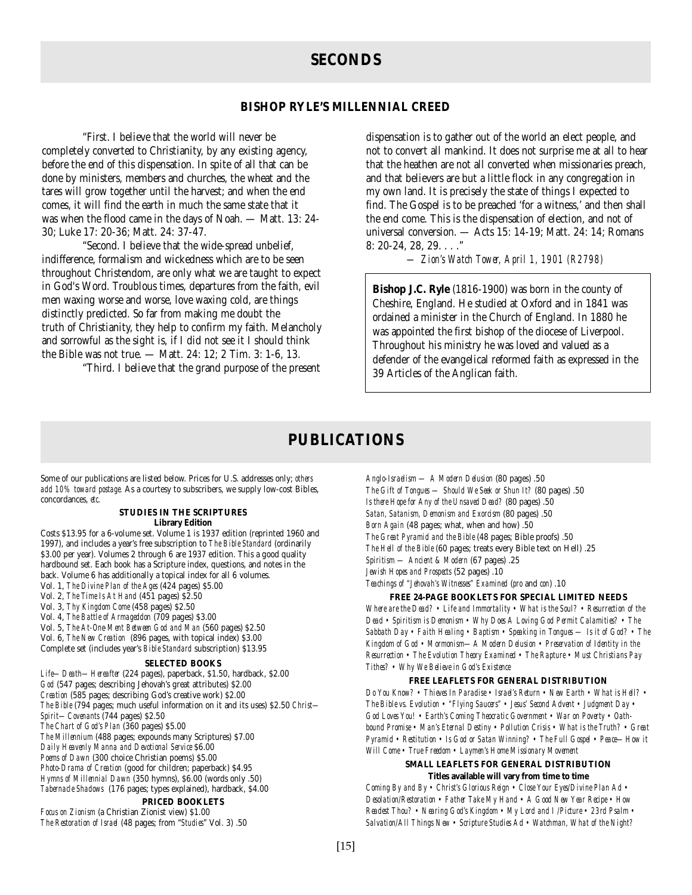# SECONDS

## BISHOP RYLE'S MILLENNIAL CREED

"First. I believe that the world will never be completely converted to Christianity, by any existing agency, before the end of this dispensation. In spite of all that can be done by ministers, members and churches, the wheat and the tares will grow together until the harvest; and when the end comes, it will find the earth in much the same state that it was when the flood came in the days of Noah. — Matt. 13: 24-30; Luke 17: 20-36; Matt. 24: 37-47.

"Second. I believe that the wide-spread unbelief, indifference, formalism and wickedness which are to be seen throughout Christendom, are only what we are taught to expect in God's Word. Troublous times, departures from the faith, evil men waxing worse and worse, love waxing cold, are things distinctly predicted. So far from making me doubt the truth of Christianity, they help to confirm my faith. Melancholy and sorrowful as the sight is, if I did not see it I should think the Bible was not true. — Matt. 24: 12; 2 Tim. 3: 1-6, 13.

"Third. I believe that the grand purpose of the present dispensation is to gather out of the world an elect people, and not to convert all mankind. It does not surprise me at all to hear that the heathen are not all converted when missionaries preach, and that believers are but a little flock in any congregation in my own land. It is precisely the state of things I expected to find. The Gospel is to be preached 'for a witness,' and then shall the end come. This is the dispensation of election, and not of universal conversion. — Acts 15: 14-19; Matt. 24: 14; Romans 8: 20-24, 28, 29. . . ."

*— Zion's Watch Tower, April 1, 1901 (R2798)*

**Bishop J.C. Ryle** (1816-1900) was born in the county of Cheshire, England. He studied at Oxford and in 1841 was ordained a minister in the Church of England. In 1880 he was appointed the first bishop of the diocese of Liverpool. Throughout his ministry he was loved and valued as a defender of the evangelical reformed faith as expressed in the 39 Articles of the Anglican faith.

# PUBLICATIONS

Some of our publications are listed below. Prices for U.S. addresses only; *others add 10% toward postage.* As a courtesy to subscribers, we supply low-cost Bibles, concordances, *etc.*

### STUDIES IN THE SCRIPTURES

**Library Edition**

Costs $13.95 for a 6-volume set. Volume 1 is 1937 edition (reprinted 1960 and 1997), and includes a year's free subscription to *The Bible Standard* (ordinarily $3.00 per year). Volumes 2 through 6 are 1937 edition. This a good quality hardbound set. Each book has a Scripture index, questions, and notes in the back. Volume 6 has additionally a topical index for all 6 volumes.

Vol. 1, *The Divine Plan of the Ages* (424 pages) $5.00
Vol. 2, *The Time Is At Hand* (451 pages) $2.50
Vol. 3, *Thy Kingdom Come* (458 pages) $2.50
Vol. 4, *The Battle of Armageddon* (709 pages) $3.00
Vol. 5, *The At-One-Ment Between God and Man* (560 pages) $2.50
Vol. 6, *The New Creation* (896 pages, with topical index) $3.00
Complete set (includes year's *Bible Standard* subscription) $13.95

### SELECTED BOOKS

*Life—Death—Hereafter* (224 pages), paperback, $1.50, hardback, $2.00
*God* (547 pages; describing Jehovah's great attributes) $2.00
*Creation* (585 pages; describing God's creative work) $2.00
*The Bible* (794 pages; much useful information on it and its uses) $2.50
*Christ—Spirit—Covenants* (744 pages) $2.50
*The Chart of God's Plan* (360 pages) $5.00
*The Millennium* (488 pages; expounds many Scriptures) $7.00
*Daily Heavenly Manna and Devotional Service* $6.00
*Poems of Dawn* (300 choice Christian poems) $5.00
*Photo-Drama of Creation* (good for children; paperback) $4.95
*Hymns of Millennial Dawn* (350 hymns), $6.00 (words only .50)
*Tabernacle Shadows* (176 pages; types explained), hardback, $4.00

### PRICED BOOKLETS

*Focus on Zionism* (a Christian Zionist view) $1.00
*The Restoration of Israel* (48 pages; from "*Studies*" Vol. 3) .50
*Anglo-Israelism — A Modern Delusion* (80 pages) .50
*The Gift of Tongues — Should We Seek or Shun It?* (80 pages) .50
*Is there Hope for Any of the Unsaved Dead?* (80 pages) .50
*Satan, Satanism, Demonism and Exorcism* (80 pages) .50
*Born Again* (48 pages; what, when and how) .50
*The Great Pyramid and the Bible* (48 pages; Bible proofs) .50
*The Hell of the Bible* (60 pages; treats every Bible text on Hell) .25
*Spiritism — Ancient & Modern* (67 pages) .25
*Jewish Hopes and Prospects* (52 pages) .10
*Teachings of "Jehovah's Witnesses" Examined* (*pro* and *con*) .10

### FREE 24-PAGE BOOKLETS FOR SPECIAL LIMITED NEEDS

*Where are the Dead? • Life and Immortality • What is the Soul? • Resurrection of the Dead • Spiritism is Demonism • Why Does A Loving God Permit Calamities? • The Sabbath Day • Faith Healing • Baptism • Speaking in Tongues — Is it of God? • The Kingdom of God • Mormonism—A Modern Delusion • Preservation of Identity in the Resurrection • The Evolution Theory Examined • The Rapture • Must Christians Pay Tithes? • Why We Believe in God's Existence*

### FREE LEAFLETS FOR GENERAL DISTRIBUTION

*Do You Know? • Thieves In Paradise • Israel's Return • New Earth • What is Hell? • The Bible vs. Evolution • "Flying Saucers" • Jesus' Second Advent • Judgment Day • God Loves You! • Earth's Coming Theocratic Government • War on Poverty • Oath-bound Promise • Man's Eternal Destiny • Pollution Crisis • What is the Truth? • Great Pyramid • Restitution • Is God or Satan Winning? • The Full Gospel • Peace—How it Will Come • True Freedom • Laymen's Home Missionary Movement*

### SMALL LEAFLETS FOR GENERAL DISTRIBUTION

**Titles available will vary from time to time**

*Coming By and By • Christ's Glorious Reign • Close Your Eyes/Divine Plan Ad • Desolation/Restoration • Father Take My Hand • A Good New Year Recipe • How Readest Thou? • Nearing God's Kingdom • My Lord and I /Picture • 23rd Psalm • Salvation/All Things New • Scripture Studies Ad • Watchman, What of the Night?*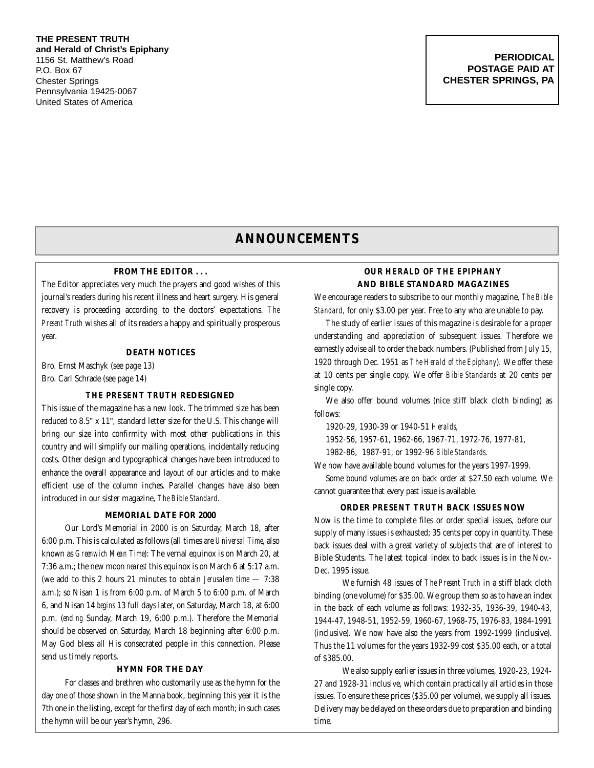**THE PRESENT TRUTH**
**and Herald of Christ's Epiphany**
1156 St. Matthew's Road
P.O. Box 67
Chester Springs
Pennsylvania 19425-0067
United States of America

**PERIODICAL**
**POSTAGE PAID AT**
**CHESTER SPRINGS, PA**

# ANNOUNCEMENTS

### FROM THE EDITOR . . .

The Editor appreciates very much the prayers and good wishes of this journal's readers during his recent illness and heart surgery. His general recovery is proceeding according to the doctors' expectations. *The Present Truth* wishes all of its readers a happy and spiritually prosperous year.

### DEATH NOTICES

Bro. Ernst Maschyk (see page 13)
Bro. Carl Schrade (see page 14)

### THE PRESENT TRUTH REDESIGNED

This issue of the magazine has a new look. The trimmed size has been reduced to 8.5" x 11", standard letter size for the U.S. This change will bring our size into confirmity with most other publications in this country and will simplify our mailing operations, incidentally reducing costs. Other design and typographical changes have been introduced to enhance the overall appearance and layout of our articles and to make efficient use of the column inches. Parallel changes have also been introduced in our sister magazine, *The Bible Standard.*

### MEMORIAL DATE FOR 2000

Our Lord's Memorial in 2000 is on Saturday, March 18, after 6:00 p.m. This is calculated as follows (all times are *Universal Time*, also known as *Greenwich Mean Time*): The vernal equinox is on March 20, at 7:36 a.m.; the new moon *nearest* this equinox is on March 6 at 5:17 a.m. (we add to this 2 hours 21 minutes to obtain *Jerusalem time* — 7:38 a.m.); so Nisan 1 is from 6:00 p.m. of March 5 to 6:00 p.m. of March 6, and Nisan 14 *begins* 13 full days later, on Saturday, March 18, at 6:00 p.m. (*ending* Sunday, March 19, 6:00 p.m.). Therefore the Memorial should be observed on Saturday, March 18 beginning after 6:00 p.m. May God bless all His consecrated people in this connection. Please send us timely reports.

### HYMN FOR THE DAY

For classes and brethren who customarily use as the hymn for the day one of those shown in the Manna book, beginning this year it is the 7th one in the listing, except for the first day of each month; in such cases the hymn will be our year's hymn, 296.

### OUR HERALD OF THE EPIPHANY AND BIBLE STANDARD MAGAZINES

We encourage readers to subscribe to our monthly magazine, *The Bible Standard*, for only $3.00 per year. Free to any who are unable to pay.

The study of earlier issues of this magazine is desirable for a proper understanding and appreciation of subsequent issues. Therefore we earnestly advise all to order the back numbers. (Published from July 15, 1920 through Dec. 1951 as *The Herald of the Epiphany*). We offer these at 10 cents per single copy. We offer *Bible Standards* at 20 cents per single copy.

We also offer bound volumes (nice stiff black cloth binding) as follows:

1920-29, 1930-39 or 1940-51 *Heralds,*
1952-56, 1957-61, 1962-66, 1967-71, 1972-76, 1977-81,
1982-86, 1987-91, or 1992-96 *Bible Standards.*

We now have available bound volumes for the years 1997-1999.

Some bound volumes are on back order at $27.50 each volume. We cannot guarantee that every past issue is available.

### ORDER PRESENT TRUTH BACK ISSUES NOW

Now is the time to complete files or order special issues, before our supply of many issues is exhausted; 35 cents per copy in quantity. These back issues deal with a great variety of subjects that are of interest to Bible Students. The latest topical index to back issues is in the Nov.-Dec. 1995 issue.

We furnish 48 issues of *The Present Truth* in a stiff black cloth binding (one volume) for $35.00. We group them so as to have an index in the back of each volume as follows: 1932-35, 1936-39, 1940-43, 1944-47, 1948-51, 1952-59, 1960-67, 1968-75, 1976-83, 1984-1991 (inclusive). We now have also the years from 1992-1999 (inclusive). Thus the 11 volumes for the years 1932-99 cost $35.00 each, or a total of $385.00.

We also supply earlier issues in three volumes, 1920-23, 1924-27 and 1928-31 inclusive, which contain practically all articles in those issues. To ensure these prices ($35.00 per volume), we supply all issues. Delivery may be delayed on these orders due to preparation and binding time.